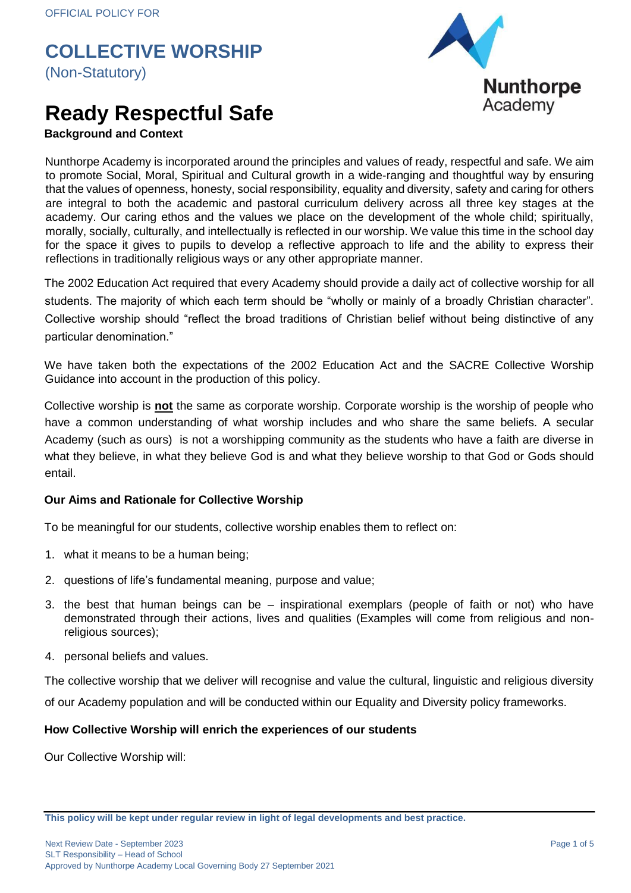OFFICIAL POLICY FOR

# COLLECTIVE WORSHIP

(Non-Statutory)

# Ready Respectful Safe

**Background and Context**

Nunthorpe Academy is incorporated around the principles and values of ready, respectful and safe. We aim to promote Social, Moral, Spiritual and Cultural growth in a wide-ranging and thoughtful way by ensuring that the values of openness, honesty, social responsibility, equality and diversity, safety and caring for others are integral to both the academic and pastoral curriculum delivery across all three key stages at the academy. Our caring ethos and the values we place on the development of the whole child; spiritually, morally, socially, culturally, and intellectually is reflected in our worship. We value this time in the school day for the space it gives to pupils to develop a reflective approach to life and the ability to express their reflections in traditionally religious ways or any other appropriate manner.

The 2002 Education Act required that every Academy should provide a daily act of collective worship for all students. The majority of which each term should be "wholly or mainly of a broadly Christian character". Collective worship should "reflect the broad traditions of Christian belief without being distinctive of any particular denomination."

We have taken both the expectations of the 2002 Education Act and the SACRE Collective Worship Guidance into account in the production of this policy.

Collective worship is **not** the same as corporate worship. Corporate worship is the worship of people who have a common understanding of what worship includes and who share the same beliefs. A secular Academy (such as ours) is not a worshipping community as the students who have a faith are diverse in what they believe, in what they believe God is and what they believe worship to that God or Gods should entail.

**Our Aims and Rationale for Collective Worship**

To be meaningful for our students, collective worship enables them to reflect on:

1. what it means to be a human being;
2. questions of life's fundamental meaning, purpose and value;
3. the best that human beings can be – inspirational exemplars (people of faith or not) who have demonstrated through their actions, lives and qualities (Examples will come from religious and non-religious sources);
4. personal beliefs and values.

The collective worship that we deliver will recognise and value the cultural, linguistic and religious diversity of our Academy population and will be conducted within our Equality and Diversity policy frameworks.

**How Collective Worship will enrich the experiences of our students**

Our Collective Worship will: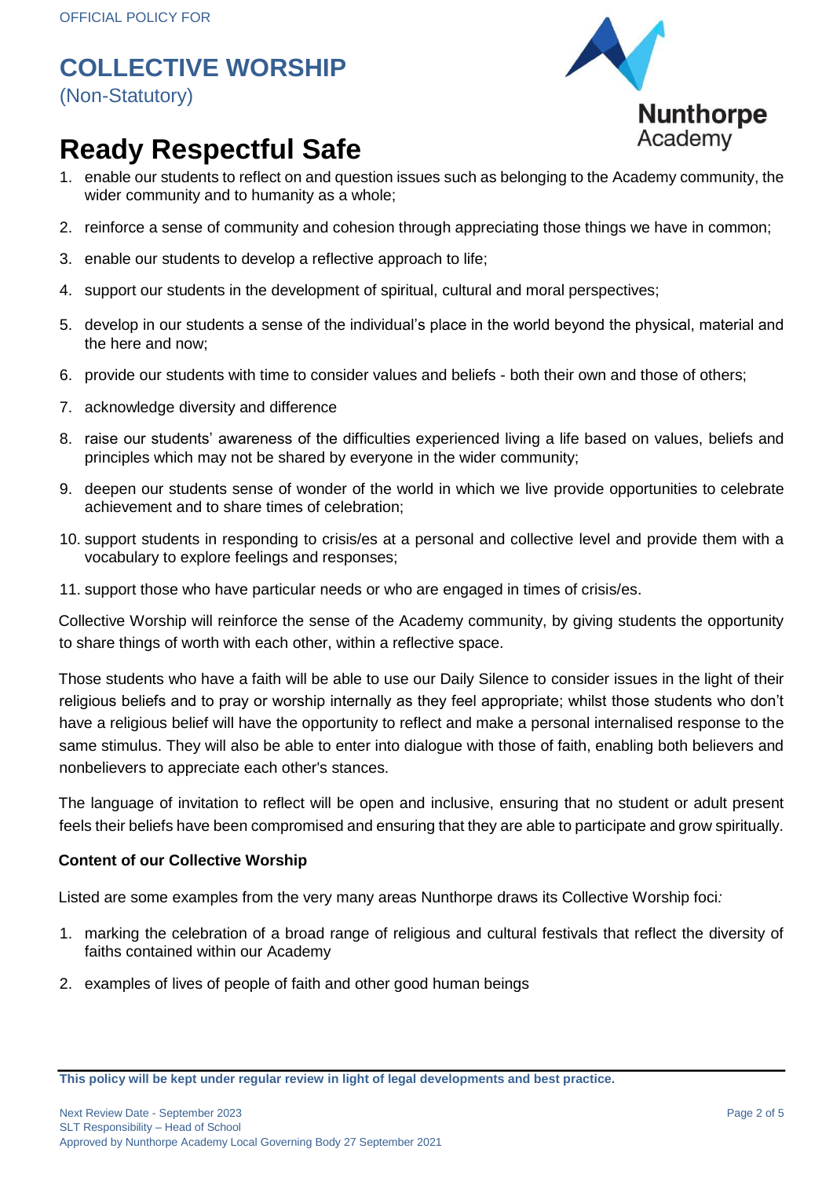1. enable our students to reflect on and question issues such as belonging to the Academy community, the wider community and to humanity as a whole;
2. reinforce a sense of community and cohesion through appreciating those things we have in common;
3. enable our students to develop a reflective approach to life;
4. support our students in the development of spiritual, cultural and moral perspectives;
5. develop in our students a sense of the individual's place in the world beyond the physical, material and the here and now;
6. provide our students with time to consider values and beliefs - both their own and those of others;
7. acknowledge diversity and difference
8. raise our students' awareness of the difficulties experienced living a life based on values, beliefs and principles which may not be shared by everyone in the wider community;
9. deepen our students sense of wonder of the world in which we live provide opportunities to celebrate achievement and to share times of celebration;
10. support students in responding to crisis/es at a personal and collective level and provide them with a vocabulary to explore feelings and responses;
11. support those who have particular needs or who are engaged in times of crisis/es.

Collective Worship will reinforce the sense of the Academy community, by giving students the opportunity to share things of worth with each other, within a reflective space.

Those students who have a faith will be able to use our Daily Silence to consider issues in the light of their religious beliefs and to pray or worship internally as they feel appropriate; whilst those students who don't have a religious belief will have the opportunity to reflect and make a personal internalised response to the same stimulus. They will also be able to enter into dialogue with those of faith, enabling both believers and nonbelievers to appreciate each other's stances.

The language of invitation to reflect will be open and inclusive, ensuring that no student or adult present feels their beliefs have been compromised and ensuring that they are able to participate and grow spiritually.

**Content of our Collective Worship**

Listed are some examples from the very many areas Nunthorpe draws its Collective Worship foci*:*

1. marking the celebration of a broad range of religious and cultural festivals that reflect the diversity of faiths contained within our Academy
2. examples of lives of people of faith and other good human beings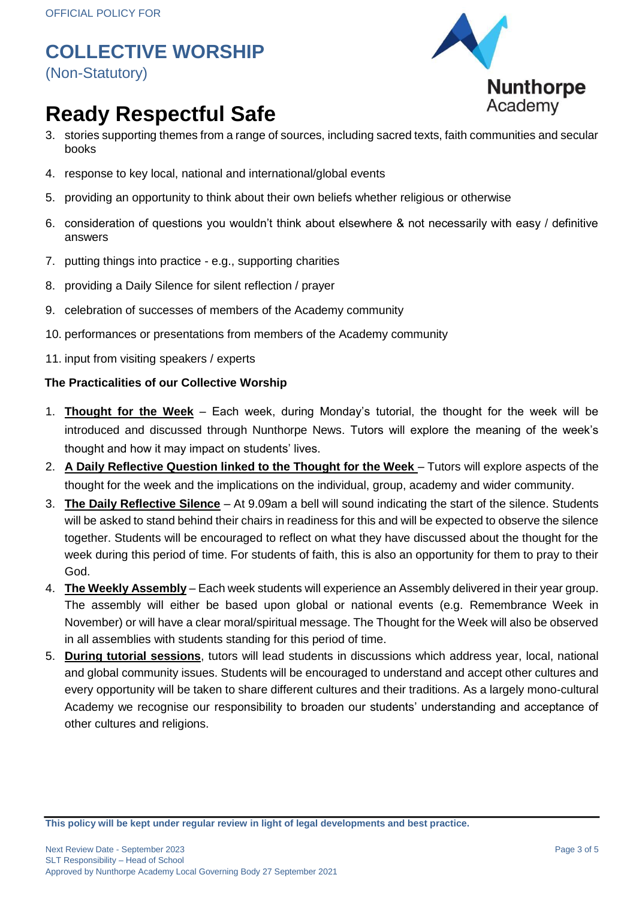3. stories supporting themes from a range of sources, including sacred texts, faith communities and secular books
4. response to key local, national and international/global events
5. providing an opportunity to think about their own beliefs whether religious or otherwise
6. consideration of questions you wouldn't think about elsewhere & not necessarily with easy / definitive answers
7. putting things into practice - e.g., supporting charities
8. providing a Daily Silence for silent reflection / prayer
9. celebration of successes of members of the Academy community
10. performances or presentations from members of the Academy community
11. input from visiting speakers / experts

**The Practicalities of our Collective Worship**

1. **Thought for the Week** – Each week, during Monday's tutorial, the thought for the week will be introduced and discussed through Nunthorpe News. Tutors will explore the meaning of the week's thought and how it may impact on students' lives.
2. **A Daily Reflective Question linked to the Thought for the Week** – Tutors will explore aspects of the thought for the week and the implications on the individual, group, academy and wider community.
3. **The Daily Reflective Silence** – At 9.09am a bell will sound indicating the start of the silence. Students will be asked to stand behind their chairs in readiness for this and will be expected to observe the silence together. Students will be encouraged to reflect on what they have discussed about the thought for the week during this period of time. For students of faith, this is also an opportunity for them to pray to their God.
4. **The Weekly Assembly** – Each week students will experience an Assembly delivered in their year group. The assembly will either be based upon global or national events (e.g. Remembrance Week in November) or will have a clear moral/spiritual message. The Thought for the Week will also be observed in all assemblies with students standing for this period of time.
5. **During tutorial sessions**, tutors will lead students in discussions which address year, local, national and global community issues. Students will be encouraged to understand and accept other cultures and every opportunity will be taken to share different cultures and their traditions. As a largely mono-cultural Academy we recognise our responsibility to broaden our students' understanding and acceptance of other cultures and religions.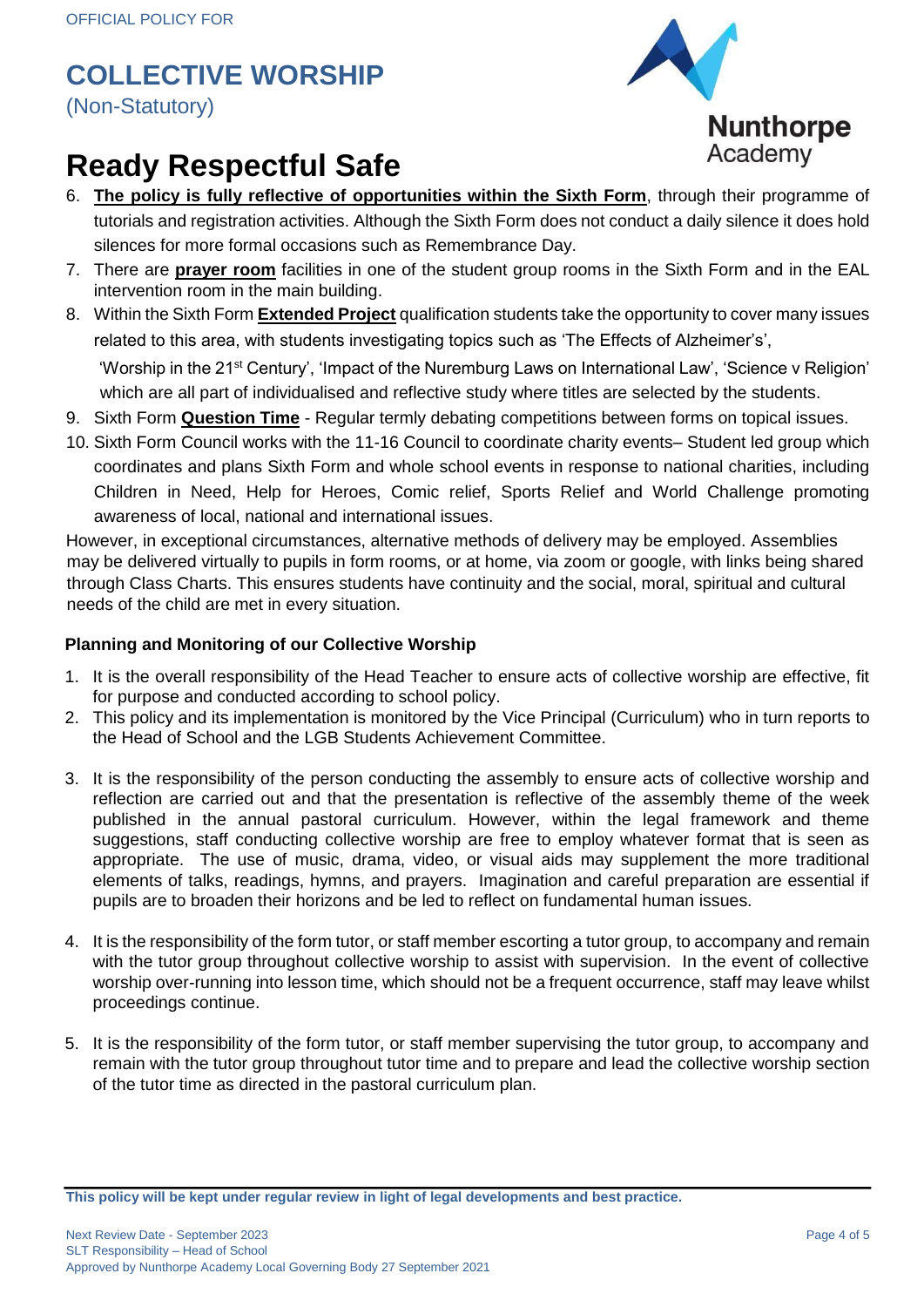6. **The policy is fully reflective of opportunities within the Sixth Form**, through their programme of tutorials and registration activities. Although the Sixth Form does not conduct a daily silence it does hold silences for more formal occasions such as Remembrance Day.
7. There are **prayer room** facilities in one of the student group rooms in the Sixth Form and in the EAL intervention room in the main building.
8. Within the Sixth Form **Extended Project** qualification students take the opportunity to cover many issues related to this area, with students investigating topics such as 'The Effects of Alzheimer's', 'Worship in the 21st Century', 'Impact of the Nuremburg Laws on International Law', 'Science v Religion' which are all part of individualised and reflective study where titles are selected by the students.
9. Sixth Form **Question Time** - Regular termly debating competitions between forms on topical issues.
10. Sixth Form Council works with the 11-16 Council to coordinate charity events– Student led group which coordinates and plans Sixth Form and whole school events in response to national charities, including Children in Need, Help for Heroes, Comic relief, Sports Relief and World Challenge promoting awareness of local, national and international issues.

However, in exceptional circumstances, alternative methods of delivery may be employed. Assemblies may be delivered virtually to pupils in form rooms, or at home, via zoom or google, with links being shared through Class Charts. This ensures students have continuity and the social, moral, spiritual and cultural needs of the child are met in every situation.

### Planning and Monitoring of our Collective Worship

1. It is the overall responsibility of the Head Teacher to ensure acts of collective worship are effective, fit for purpose and conducted according to school policy.
2. This policy and its implementation is monitored by the Vice Principal (Curriculum) who in turn reports to the Head of School and the LGB Students Achievement Committee.
3. It is the responsibility of the person conducting the assembly to ensure acts of collective worship and reflection are carried out and that the presentation is reflective of the assembly theme of the week published in the annual pastoral curriculum. However, within the legal framework and theme suggestions, staff conducting collective worship are free to employ whatever format that is seen as appropriate. The use of music, drama, video, or visual aids may supplement the more traditional elements of talks, readings, hymns, and prayers. Imagination and careful preparation are essential if pupils are to broaden their horizons and be led to reflect on fundamental human issues.
4. It is the responsibility of the form tutor, or staff member escorting a tutor group, to accompany and remain with the tutor group throughout collective worship to assist with supervision. In the event of collective worship over-running into lesson time, which should not be a frequent occurrence, staff may leave whilst proceedings continue.
5. It is the responsibility of the form tutor, or staff member supervising the tutor group, to accompany and remain with the tutor group throughout tutor time and to prepare and lead the collective worship section of the tutor time as directed in the pastoral curriculum plan.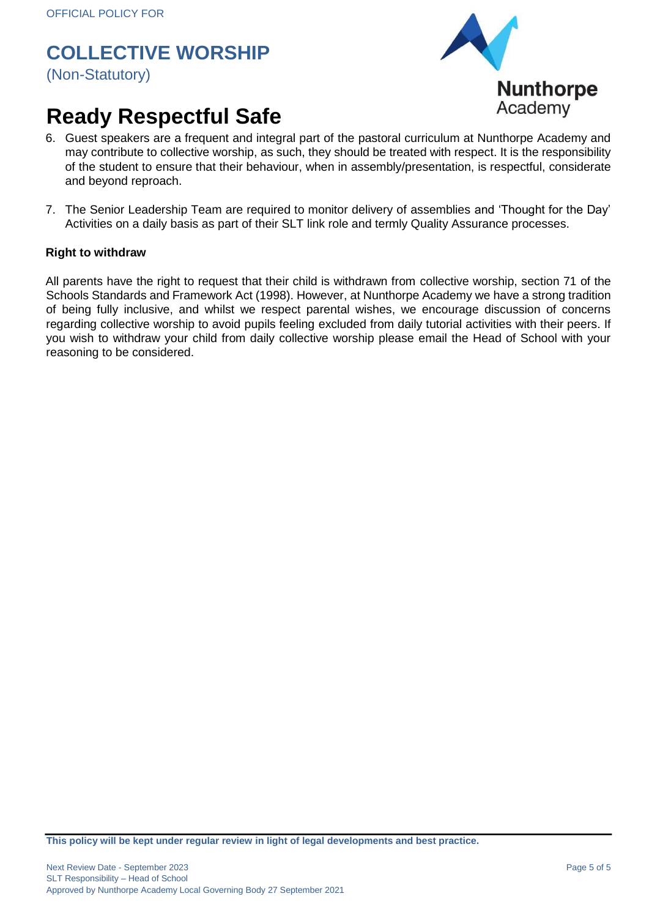6. Guest speakers are a frequent and integral part of the pastoral curriculum at Nunthorpe Academy and may contribute to collective worship, as such, they should be treated with respect. It is the responsibility of the student to ensure that their behaviour, when in assembly/presentation, is respectful, considerate and beyond reproach.

7. The Senior Leadership Team are required to monitor delivery of assemblies and 'Thought for the Day' Activities on a daily basis as part of their SLT link role and termly Quality Assurance processes.

**Right to withdraw**

All parents have the right to request that their child is withdrawn from collective worship, section 71 of the Schools Standards and Framework Act (1998). However, at Nunthorpe Academy we have a strong tradition of being fully inclusive, and whilst we respect parental wishes, we encourage discussion of concerns regarding collective worship to avoid pupils feeling excluded from daily tutorial activities with their peers. If you wish to withdraw your child from daily collective worship please email the Head of School with your reasoning to be considered.